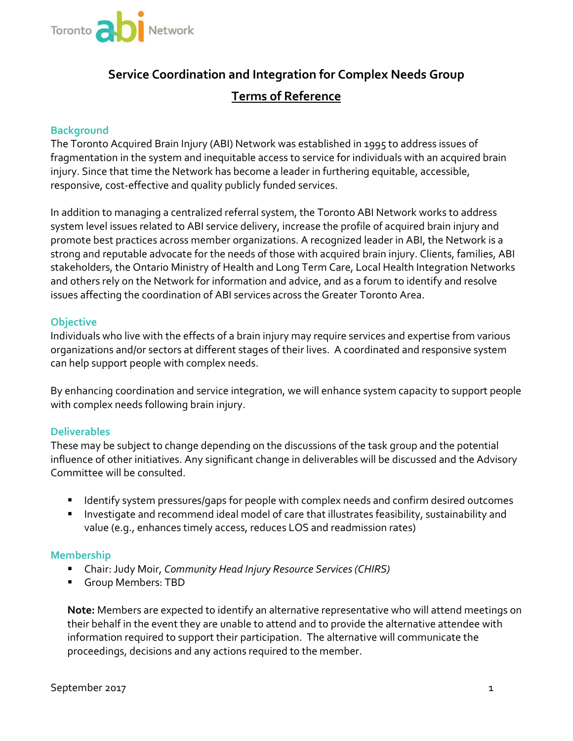Toronto abi Network

# Service Coordination and Integration for Complex Needs Group

## Terms of Reference

### Background

The Toronto Acquired Brain Injury (ABI) Network was established in 1995 to address issues of fragmentation in the system and inequitable access to service for individuals with an acquired brain injury. Since that time the Network has become a leader in furthering equitable, accessible, responsive, cost-effective and quality publicly funded services.

In addition to managing a centralized referral system, the Toronto ABI Network works to address system level issues related to ABI service delivery, increase the profile of acquired brain injury and promote best practices across member organizations. A recognized leader in ABI, the Network is a strong and reputable advocate for the needs of those with acquired brain injury. Clients, families, ABI stakeholders, the Ontario Ministry of Health and Long Term Care, Local Health Integration Networks and others rely on the Network for information and advice, and as a forum to identify and resolve issues affecting the coordination of ABI services across the Greater Toronto Area.

### Objective

Individuals who live with the effects of a brain injury may require services and expertise from various organizations and/or sectors at different stages of their lives. A coordinated and responsive system can help support people with complex needs.

By enhancing coordination and service integration, we will enhance system capacity to support people with complex needs following brain injury.

### Deliverables

These may be subject to change depending on the discussions of the task group and the potential influence of other initiatives. Any significant change in deliverables will be discussed and the Advisory Committee will be consulted.

- Identify system pressures/gaps for people with complex needs and confirm desired outcomes
- Investigate and recommend ideal model of care that illustrates feasibility, sustainability and value (e.g., enhances timely access, reduces LOS and readmission rates)

### Membership

- Chair: Judy Moir, *Community Head Injury Resource Services (CHIRS)*
- Group Members: TBD

**Note:** Members are expected to identify an alternative representative who will attend meetings on their behalf in the event they are unable to attend and to provide the alternative attendee with information required to support their participation. The alternative will communicate the proceedings, decisions and any actions required to the member.

September 2017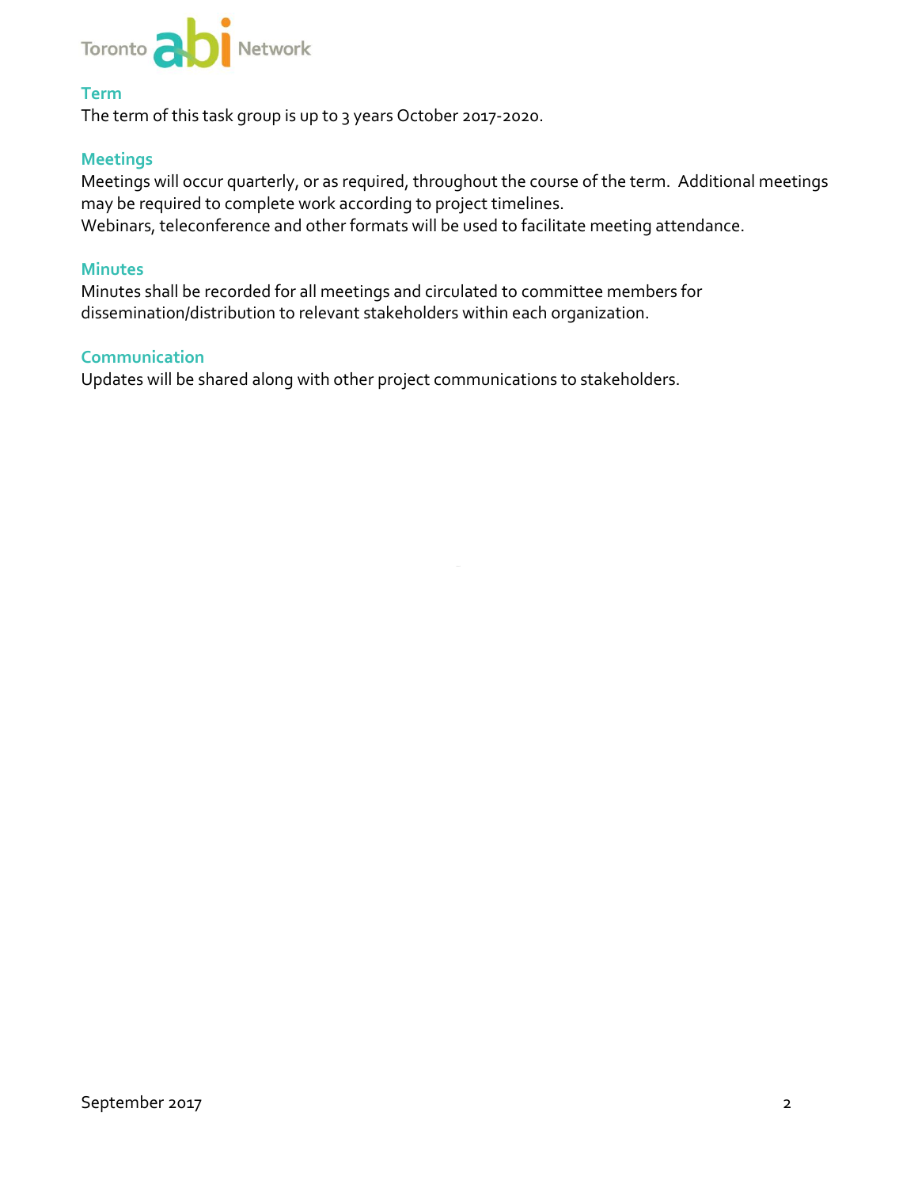### Term
The term of this task group is up to 3 years October 2017-2020.

### Meetings
Meetings will occur quarterly, or as required, throughout the course of the term. Additional meetings may be required to complete work according to project timelines.
Webinars, teleconference and other formats will be used to facilitate meeting attendance.

### Minutes
Minutes shall be recorded for all meetings and circulated to committee members for dissemination/distribution to relevant stakeholders within each organization.

### Communication
Updates will be shared along with other project communications to stakeholders.